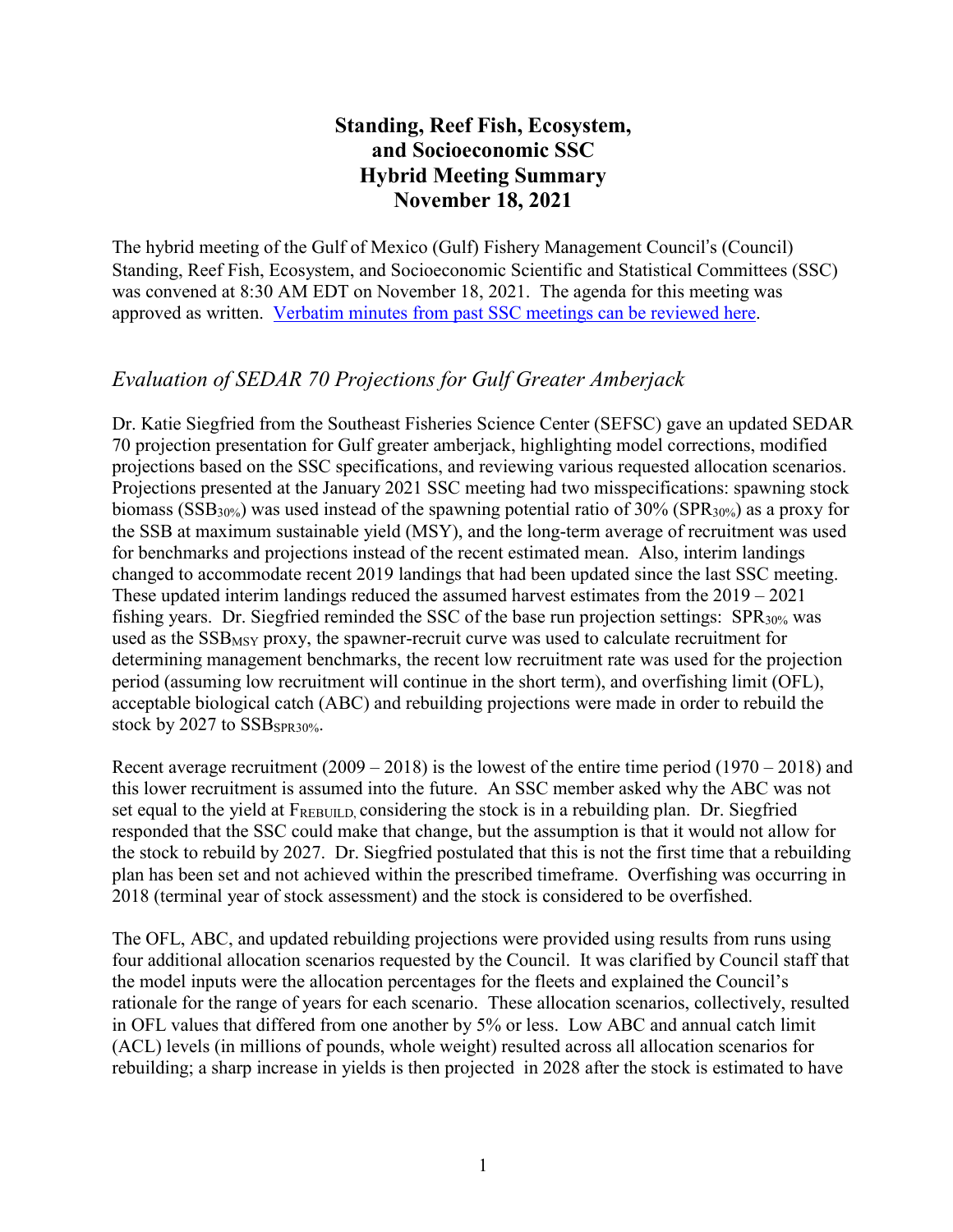# Standing, Reef Fish, Ecosystem, and Socioeconomic SSC Hybrid Meeting Summary November 18, 2021

The hybrid meeting of the Gulf of Mexico (Gulf) Fishery Management Council's (Council) Standing, Reef Fish, Ecosystem, and Socioeconomic Scientific and Statistical Committees (SSC) was convened at 8:30 AM EDT on November 18, 2021. The agenda for this meeting was approved as written. [Verbatim minutes from past SSC meetings can be reviewed here](https://gulfcouncil.org).

## *Evaluation of SEDAR 70 Projections for Gulf Greater Amberjack*

Dr. Katie Siegfried from the Southeast Fisheries Science Center (SEFSC) gave an updated SEDAR 70 projection presentation for Gulf greater amberjack, highlighting model corrections, modified projections based on the SSC specifications, and reviewing various requested allocation scenarios. Projections presented at the January 2021 SSC meeting had two misspecifications: spawning stock biomass ($SSB_{30\%}$) was used instead of the spawning potential ratio of 30% ($SPR_{30\%}$) as a proxy for the SSB at maximum sustainable yield (MSY), and the long-term average of recruitment was used for benchmarks and projections instead of the recent estimated mean. Also, interim landings changed to accommodate recent 2019 landings that had been updated since the last SSC meeting. These updated interim landings reduced the assumed harvest estimates from the 2019 – 2021 fishing years. Dr. Siegfried reminded the SSC of the base run projection settings: $SPR_{30\%}$ was used as the $SSB_{MSY}$ proxy, the spawner-recruit curve was used to calculate recruitment for determining management benchmarks, the recent low recruitment rate was used for the projection period (assuming low recruitment will continue in the short term), and overfishing limit (OFL), acceptable biological catch (ABC) and rebuilding projections were made in order to rebuild the stock by 2027 to $SSB_{SPR30\%}$.

Recent average recruitment (2009 – 2018) is the lowest of the entire time period (1970 – 2018) and this lower recruitment is assumed into the future. An SSC member asked why the ABC was not set equal to the yield at $F_{REBUILD}$, considering the stock is in a rebuilding plan. Dr. Siegfried responded that the SSC could make that change, but the assumption is that it would not allow for the stock to rebuild by 2027. Dr. Siegfried postulated that this is not the first time that a rebuilding plan has been set and not achieved within the prescribed timeframe. Overfishing was occurring in 2018 (terminal year of stock assessment) and the stock is considered to be overfished.

The OFL, ABC, and updated rebuilding projections were provided using results from runs using four additional allocation scenarios requested by the Council. It was clarified by Council staff that the model inputs were the allocation percentages for the fleets and explained the Council's rationale for the range of years for each scenario. These allocation scenarios, collectively, resulted in OFL values that differed from one another by 5% or less. Low ABC and annual catch limit (ACL) levels (in millions of pounds, whole weight) resulted across all allocation scenarios for rebuilding; a sharp increase in yields is then projected in 2028 after the stock is estimated to have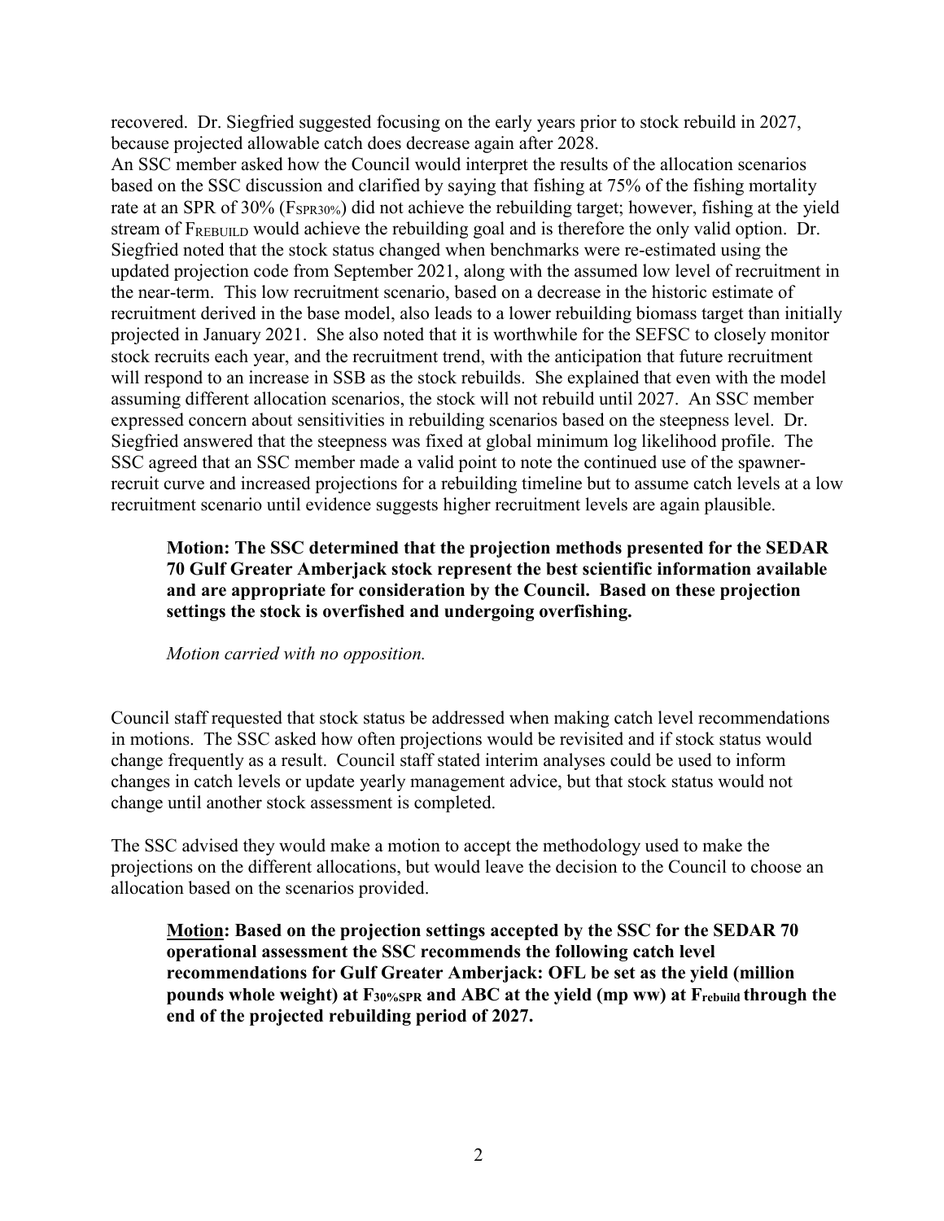recovered. Dr. Siegfried suggested focusing on the early years prior to stock rebuild in 2027, because projected allowable catch does decrease again after 2028.

An SSC member asked how the Council would interpret the results of the allocation scenarios based on the SSC discussion and clarified by saying that fishing at 75% of the fishing mortality rate at an SPR of 30% ($F_{SPR30\%}$) did not achieve the rebuilding target; however, fishing at the yield stream of $F_{REBUILD}$ would achieve the rebuilding goal and is therefore the only valid option. Dr. Siegfried noted that the stock status changed when benchmarks were re-estimated using the updated projection code from September 2021, along with the assumed low level of recruitment in the near-term. This low recruitment scenario, based on a decrease in the historic estimate of recruitment derived in the base model, also leads to a lower rebuilding biomass target than initially projected in January 2021. She also noted that it is worthwhile for the SEFSC to closely monitor stock recruits each year, and the recruitment trend, with the anticipation that future recruitment will respond to an increase in SSB as the stock rebuilds. She explained that even with the model assuming different allocation scenarios, the stock will not rebuild until 2027. An SSC member expressed concern about sensitivities in rebuilding scenarios based on the steepness level. Dr. Siegfried answered that the steepness was fixed at global minimum log likelihood profile. The SSC agreed that an SSC member made a valid point to note the continued use of the spawner-recruit curve and increased projections for a rebuilding timeline but to assume catch levels at a low recruitment scenario until evidence suggests higher recruitment levels are again plausible.

> **Motion: The SSC determined that the projection methods presented for the SEDAR 70 Gulf Greater Amberjack stock represent the best scientific information available and are appropriate for consideration by the Council. Based on these projection settings the stock is overfished and undergoing overfishing.**
>
> *Motion carried with no opposition.*

Council staff requested that stock status be addressed when making catch level recommendations in motions. The SSC asked how often projections would be revisited and if stock status would change frequently as a result. Council staff stated interim analyses could be used to inform changes in catch levels or update yearly management advice, but that stock status would not change until another stock assessment is completed.

The SSC advised they would make a motion to accept the methodology used to make the projections on the different allocations, but would leave the decision to the Council to choose an allocation based on the scenarios provided.

> **<u>Motion</u>: Based on the projection settings accepted by the SSC for the SEDAR 70 operational assessment the SSC recommends the following catch level recommendations for Gulf Greater Amberjack: OFL be set as the yield (million pounds whole weight) at $F_{30\%SPR}$ and ABC at the yield (mp ww) at $F_{rebuild}$ through the end of the projected rebuilding period of 2027.**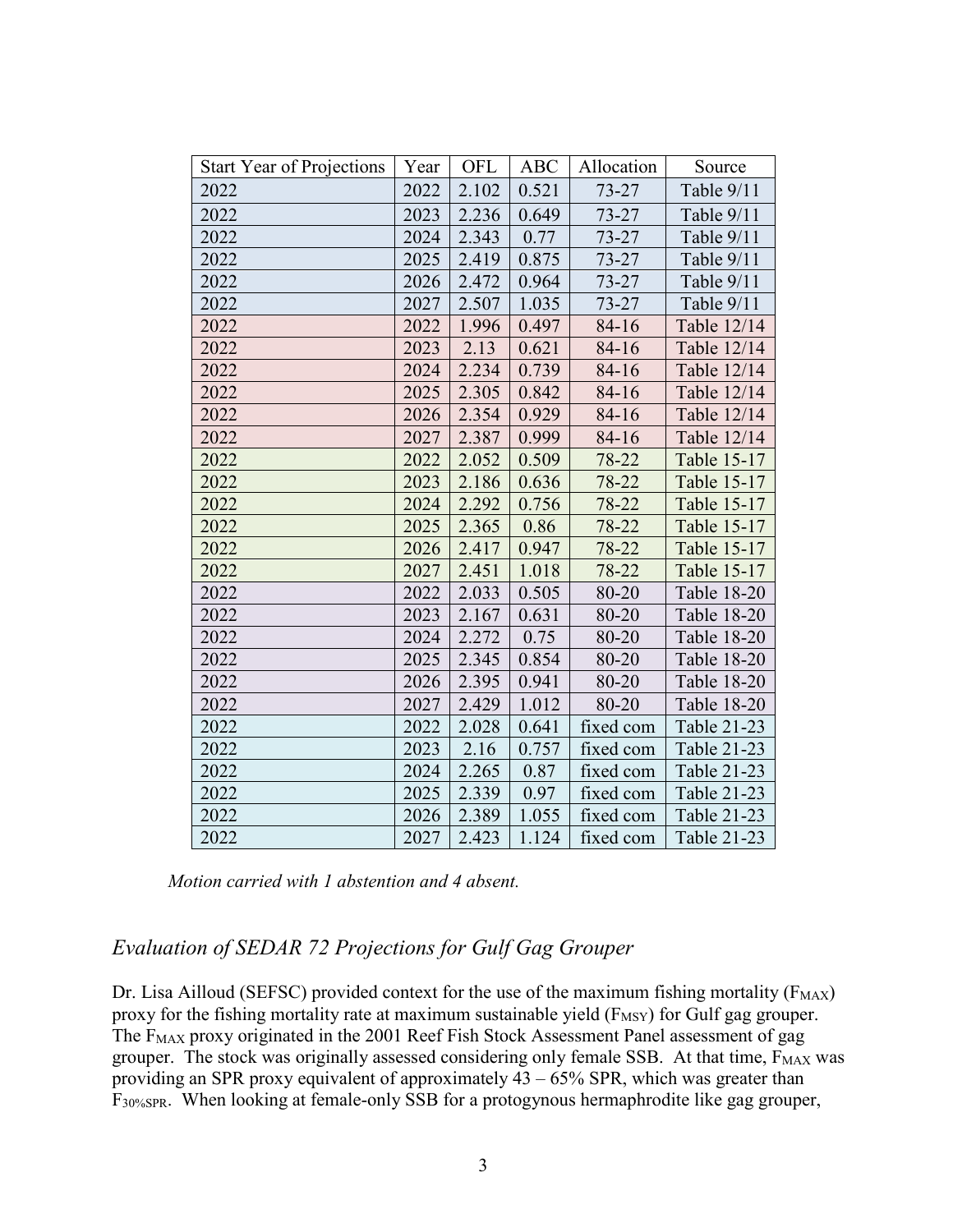| Start Year of Projections | Year | OFL | ABC | Allocation | Source |
|---|---|---|---|---|---|
| 2022 | 2022 | 2.102 | 0.521 | 73-27 | Table 9/11 |
| 2022 | 2023 | 2.236 | 0.649 | 73-27 | Table 9/11 |
| 2022 | 2024 | 2.343 | 0.77 | 73-27 | Table 9/11 |
| 2022 | 2025 | 2.419 | 0.875 | 73-27 | Table 9/11 |
| 2022 | 2026 | 2.472 | 0.964 | 73-27 | Table 9/11 |
| 2022 | 2027 | 2.507 | 1.035 | 73-27 | Table 9/11 |
| 2022 | 2022 | 1.996 | 0.497 | 84-16 | Table 12/14 |
| 2022 | 2023 | 2.13 | 0.621 | 84-16 | Table 12/14 |
| 2022 | 2024 | 2.234 | 0.739 | 84-16 | Table 12/14 |
| 2022 | 2025 | 2.305 | 0.842 | 84-16 | Table 12/14 |
| 2022 | 2026 | 2.354 | 0.929 | 84-16 | Table 12/14 |
| 2022 | 2027 | 2.387 | 0.999 | 84-16 | Table 12/14 |
| 2022 | 2022 | 2.052 | 0.509 | 78-22 | Table 15-17 |
| 2022 | 2023 | 2.186 | 0.636 | 78-22 | Table 15-17 |
| 2022 | 2024 | 2.292 | 0.756 | 78-22 | Table 15-17 |
| 2022 | 2025 | 2.365 | 0.86 | 78-22 | Table 15-17 |
| 2022 | 2026 | 2.417 | 0.947 | 78-22 | Table 15-17 |
| 2022 | 2027 | 2.451 | 1.018 | 78-22 | Table 15-17 |
| 2022 | 2022 | 2.033 | 0.505 | 80-20 | Table 18-20 |
| 2022 | 2023 | 2.167 | 0.631 | 80-20 | Table 18-20 |
| 2022 | 2024 | 2.272 | 0.75 | 80-20 | Table 18-20 |
| 2022 | 2025 | 2.345 | 0.854 | 80-20 | Table 18-20 |
| 2022 | 2026 | 2.395 | 0.941 | 80-20 | Table 18-20 |
| 2022 | 2027 | 2.429 | 1.012 | 80-20 | Table 18-20 |
| 2022 | 2022 | 2.028 | 0.641 | fixed com | Table 21-23 |
| 2022 | 2023 | 2.16 | 0.757 | fixed com | Table 21-23 |
| 2022 | 2024 | 2.265 | 0.87 | fixed com | Table 21-23 |
| 2022 | 2025 | 2.339 | 0.97 | fixed com | Table 21-23 |
| 2022 | 2026 | 2.389 | 1.055 | fixed com | Table 21-23 |
| 2022 | 2027 | 2.423 | 1.124 | fixed com | Table 21-23 |

*Motion carried with 1 abstention and 4 absent.*

## *Evaluation of SEDAR 72 Projections for Gulf Gag Grouper*

Dr. Lisa Ailloud (SEFSC) provided context for the use of the maximum fishing mortality ($F_{MAX}$) proxy for the fishing mortality rate at maximum sustainable yield ($F_{MSY}$) for Gulf gag grouper. The $F_{MAX}$ proxy originated in the 2001 Reef Fish Stock Assessment Panel assessment of gag grouper. The stock was originally assessed considering only female SSB. At that time, $F_{MAX}$ was providing an SPR proxy equivalent of approximately 43 – 65% SPR, which was greater than $F_{30\%SPR}$. When looking at female-only SSB for a protogynous hermaphrodite like gag grouper,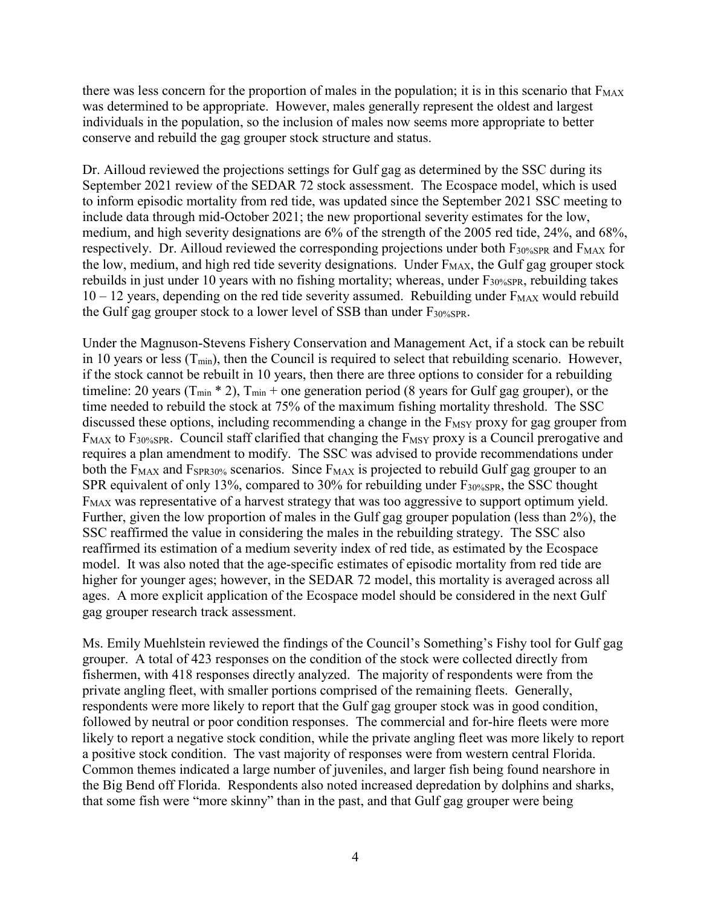there was less concern for the proportion of males in the population; it is in this scenario that $F_{MAX}$ was determined to be appropriate. However, males generally represent the oldest and largest individuals in the population, so the inclusion of males now seems more appropriate to better conserve and rebuild the gag grouper stock structure and status.

Dr. Ailloud reviewed the projections settings for Gulf gag as determined by the SSC during its September 2021 review of the SEDAR 72 stock assessment. The Ecospace model, which is used to inform episodic mortality from red tide, was updated since the September 2021 SSC meeting to include data through mid-October 2021; the new proportional severity estimates for the low, medium, and high severity designations are 6% of the strength of the 2005 red tide, 24%, and 68%, respectively. Dr. Ailloud reviewed the corresponding projections under both $F_{30\%SPR}$ and $F_{MAX}$ for the low, medium, and high red tide severity designations. Under $F_{MAX}$, the Gulf gag grouper stock rebuilds in just under 10 years with no fishing mortality; whereas, under $F_{30\%SPR}$, rebuilding takes 10 – 12 years, depending on the red tide severity assumed. Rebuilding under $F_{MAX}$ would rebuild the Gulf gag grouper stock to a lower level of SSB than under $F_{30\%SPR}$.

Under the Magnuson-Stevens Fishery Conservation and Management Act, if a stock can be rebuilt in 10 years or less ($T_{min}$), then the Council is required to select that rebuilding scenario. However, if the stock cannot be rebuilt in 10 years, then there are three options to consider for a rebuilding timeline: 20 years ($T_{min}$ * 2), $T_{min}$ + one generation period (8 years for Gulf gag grouper), or the time needed to rebuild the stock at 75% of the maximum fishing mortality threshold. The SSC discussed these options, including recommending a change in the $F_{MSY}$ proxy for gag grouper from $F_{MAX}$ to $F_{30\%SPR}$. Council staff clarified that changing the $F_{MSY}$ proxy is a Council prerogative and requires a plan amendment to modify. The SSC was advised to provide recommendations under both the $F_{MAX}$ and $F_{SPR30\%}$ scenarios. Since $F_{MAX}$ is projected to rebuild Gulf gag grouper to an SPR equivalent of only 13%, compared to 30% for rebuilding under $F_{30\%SPR}$, the SSC thought $F_{MAX}$ was representative of a harvest strategy that was too aggressive to support optimum yield. Further, given the low proportion of males in the Gulf gag grouper population (less than 2%), the SSC reaffirmed the value in considering the males in the rebuilding strategy. The SSC also reaffirmed its estimation of a medium severity index of red tide, as estimated by the Ecospace model. It was also noted that the age-specific estimates of episodic mortality from red tide are higher for younger ages; however, in the SEDAR 72 model, this mortality is averaged across all ages. A more explicit application of the Ecospace model should be considered in the next Gulf gag grouper research track assessment.

Ms. Emily Muehlstein reviewed the findings of the Council's Something's Fishy tool for Gulf gag grouper. A total of 423 responses on the condition of the stock were collected directly from fishermen, with 418 responses directly analyzed. The majority of respondents were from the private angling fleet, with smaller portions comprised of the remaining fleets. Generally, respondents were more likely to report that the Gulf gag grouper stock was in good condition, followed by neutral or poor condition responses. The commercial and for-hire fleets were more likely to report a negative stock condition, while the private angling fleet was more likely to report a positive stock condition. The vast majority of responses were from western central Florida. Common themes indicated a large number of juveniles, and larger fish being found nearshore in the Big Bend off Florida. Respondents also noted increased depredation by dolphins and sharks, that some fish were "more skinny" than in the past, and that Gulf gag grouper were being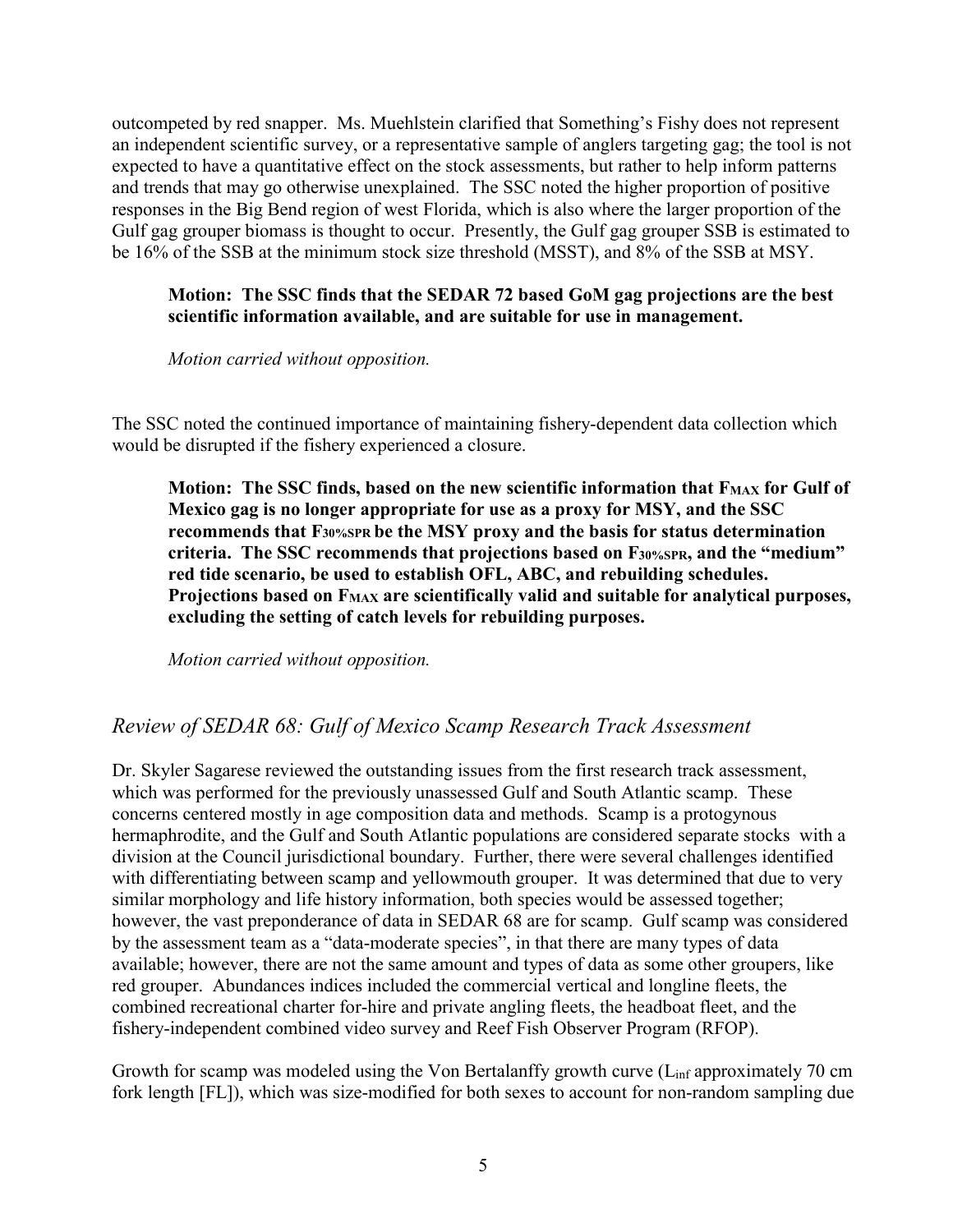outcompeted by red snapper. Ms. Muehlstein clarified that Something's Fishy does not represent an independent scientific survey, or a representative sample of anglers targeting gag; the tool is not expected to have a quantitative effect on the stock assessments, but rather to help inform patterns and trends that may go otherwise unexplained. The SSC noted the higher proportion of positive responses in the Big Bend region of west Florida, which is also where the larger proportion of the Gulf gag grouper biomass is thought to occur. Presently, the Gulf gag grouper SSB is estimated to be 16% of the SSB at the minimum stock size threshold (MSST), and 8% of the SSB at MSY.

> **Motion: The SSC finds that the SEDAR 72 based GoM gag projections are the best scientific information available, and are suitable for use in management.**
>
> *Motion carried without opposition.*

The SSC noted the continued importance of maintaining fishery-dependent data collection which would be disrupted if the fishery experienced a closure.

> **Motion: The SSC finds, based on the new scientific information that $F_{MAX}$ for Gulf of Mexico gag is no longer appropriate for use as a proxy for MSY, and the SSC recommends that $F_{30\%SPR}$ be the MSY proxy and the basis for status determination criteria. The SSC recommends that projections based on $F_{30\%SPR}$, and the "medium" red tide scenario, be used to establish OFL, ABC, and rebuilding schedules. Projections based on $F_{MAX}$ are scientifically valid and suitable for analytical purposes, excluding the setting of catch levels for rebuilding purposes.**
>
> *Motion carried without opposition.*

## *Review of SEDAR 68: Gulf of Mexico Scamp Research Track Assessment*

Dr. Skyler Sagarese reviewed the outstanding issues from the first research track assessment, which was performed for the previously unassessed Gulf and South Atlantic scamp. These concerns centered mostly in age composition data and methods. Scamp is a protogynous hermaphrodite, and the Gulf and South Atlantic populations are considered separate stocks with a division at the Council jurisdictional boundary. Further, there were several challenges identified with differentiating between scamp and yellowmouth grouper. It was determined that due to very similar morphology and life history information, both species would be assessed together; however, the vast preponderance of data in SEDAR 68 are for scamp. Gulf scamp was considered by the assessment team as a "data-moderate species", in that there are many types of data available; however, there are not the same amount and types of data as some other groupers, like red grouper. Abundances indices included the commercial vertical and longline fleets, the combined recreational charter for-hire and private angling fleets, the headboat fleet, and the fishery-independent combined video survey and Reef Fish Observer Program (RFOP).

Growth for scamp was modeled using the Von Bertalanffy growth curve ($L_{inf}$ approximately 70 cm fork length [FL]), which was size-modified for both sexes to account for non-random sampling due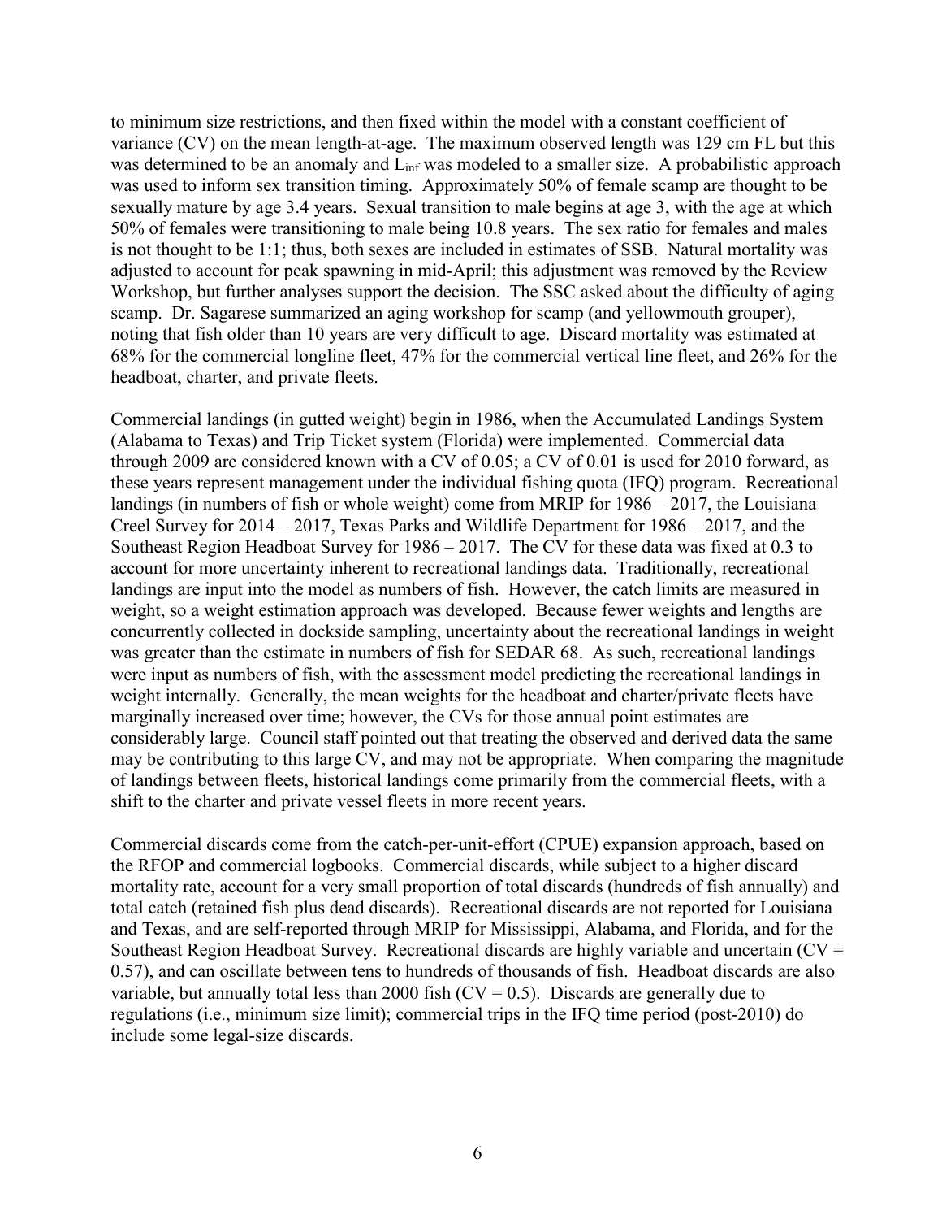to minimum size restrictions, and then fixed within the model with a constant coefficient of variance (CV) on the mean length-at-age. The maximum observed length was 129 cm FL but this was determined to be an anomaly and $L_{inf}$ was modeled to a smaller size. A probabilistic approach was used to inform sex transition timing. Approximately 50% of female scamp are thought to be sexually mature by age 3.4 years. Sexual transition to male begins at age 3, with the age at which 50% of females were transitioning to male being 10.8 years. The sex ratio for females and males is not thought to be 1:1; thus, both sexes are included in estimates of SSB. Natural mortality was adjusted to account for peak spawning in mid-April; this adjustment was removed by the Review Workshop, but further analyses support the decision. The SSC asked about the difficulty of aging scamp. Dr. Sagarese summarized an aging workshop for scamp (and yellowmouth grouper), noting that fish older than 10 years are very difficult to age. Discard mortality was estimated at 68% for the commercial longline fleet, 47% for the commercial vertical line fleet, and 26% for the headboat, charter, and private fleets.

Commercial landings (in gutted weight) begin in 1986, when the Accumulated Landings System (Alabama to Texas) and Trip Ticket system (Florida) were implemented. Commercial data through 2009 are considered known with a CV of 0.05; a CV of 0.01 is used for 2010 forward, as these years represent management under the individual fishing quota (IFQ) program. Recreational landings (in numbers of fish or whole weight) come from MRIP for 1986 – 2017, the Louisiana Creel Survey for 2014 – 2017, Texas Parks and Wildlife Department for 1986 – 2017, and the Southeast Region Headboat Survey for 1986 – 2017. The CV for these data was fixed at 0.3 to account for more uncertainty inherent to recreational landings data. Traditionally, recreational landings are input into the model as numbers of fish. However, the catch limits are measured in weight, so a weight estimation approach was developed. Because fewer weights and lengths are concurrently collected in dockside sampling, uncertainty about the recreational landings in weight was greater than the estimate in numbers of fish for SEDAR 68. As such, recreational landings were input as numbers of fish, with the assessment model predicting the recreational landings in weight internally. Generally, the mean weights for the headboat and charter/private fleets have marginally increased over time; however, the CVs for those annual point estimates are considerably large. Council staff pointed out that treating the observed and derived data the same may be contributing to this large CV, and may not be appropriate. When comparing the magnitude of landings between fleets, historical landings come primarily from the commercial fleets, with a shift to the charter and private vessel fleets in more recent years.

Commercial discards come from the catch-per-unit-effort (CPUE) expansion approach, based on the RFOP and commercial logbooks. Commercial discards, while subject to a higher discard mortality rate, account for a very small proportion of total discards (hundreds of fish annually) and total catch (retained fish plus dead discards). Recreational discards are not reported for Louisiana and Texas, and are self-reported through MRIP for Mississippi, Alabama, and Florida, and for the Southeast Region Headboat Survey. Recreational discards are highly variable and uncertain (CV = 0.57), and can oscillate between tens to hundreds of thousands of fish. Headboat discards are also variable, but annually total less than 2000 fish (CV = 0.5). Discards are generally due to regulations (i.e., minimum size limit); commercial trips in the IFQ time period (post-2010) do include some legal-size discards.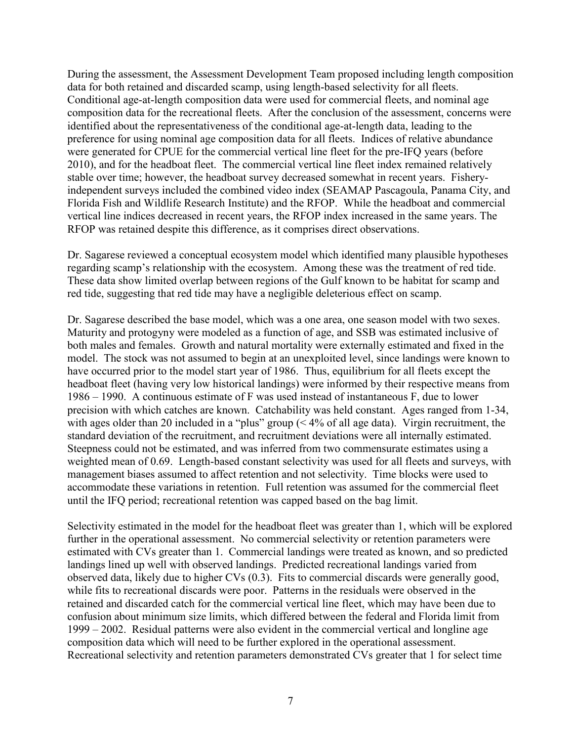During the assessment, the Assessment Development Team proposed including length composition data for both retained and discarded scamp, using length-based selectivity for all fleets. Conditional age-at-length composition data were used for commercial fleets, and nominal age composition data for the recreational fleets. After the conclusion of the assessment, concerns were identified about the representativeness of the conditional age-at-length data, leading to the preference for using nominal age composition data for all fleets. Indices of relative abundance were generated for CPUE for the commercial vertical line fleet for the pre-IFQ years (before 2010), and for the headboat fleet. The commercial vertical line fleet index remained relatively stable over time; however, the headboat survey decreased somewhat in recent years. Fishery-independent surveys included the combined video index (SEAMAP Pascagoula, Panama City, and Florida Fish and Wildlife Research Institute) and the RFOP. While the headboat and commercial vertical line indices decreased in recent years, the RFOP index increased in the same years. The RFOP was retained despite this difference, as it comprises direct observations.

Dr. Sagarese reviewed a conceptual ecosystem model which identified many plausible hypotheses regarding scamp's relationship with the ecosystem. Among these was the treatment of red tide. These data show limited overlap between regions of the Gulf known to be habitat for scamp and red tide, suggesting that red tide may have a negligible deleterious effect on scamp.

Dr. Sagarese described the base model, which was a one area, one season model with two sexes. Maturity and protogyny were modeled as a function of age, and SSB was estimated inclusive of both males and females. Growth and natural mortality were externally estimated and fixed in the model. The stock was not assumed to begin at an unexploited level, since landings were known to have occurred prior to the model start year of 1986. Thus, equilibrium for all fleets except the headboat fleet (having very low historical landings) were informed by their respective means from 1986 – 1990. A continuous estimate of F was used instead of instantaneous F, due to lower precision with which catches are known. Catchability was held constant. Ages ranged from 1-34, with ages older than 20 included in a "plus" group (< 4% of all age data). Virgin recruitment, the standard deviation of the recruitment, and recruitment deviations were all internally estimated. Steepness could not be estimated, and was inferred from two commensurate estimates using a weighted mean of 0.69. Length-based constant selectivity was used for all fleets and surveys, with management biases assumed to affect retention and not selectivity. Time blocks were used to accommodate these variations in retention. Full retention was assumed for the commercial fleet until the IFQ period; recreational retention was capped based on the bag limit.

Selectivity estimated in the model for the headboat fleet was greater than 1, which will be explored further in the operational assessment. No commercial selectivity or retention parameters were estimated with CVs greater than 1. Commercial landings were treated as known, and so predicted landings lined up well with observed landings. Predicted recreational landings varied from observed data, likely due to higher CVs (0.3). Fits to commercial discards were generally good, while fits to recreational discards were poor. Patterns in the residuals were observed in the retained and discarded catch for the commercial vertical line fleet, which may have been due to confusion about minimum size limits, which differed between the federal and Florida limit from 1999 – 2002. Residual patterns were also evident in the commercial vertical and longline age composition data which will need to be further explored in the operational assessment. Recreational selectivity and retention parameters demonstrated CVs greater that 1 for select time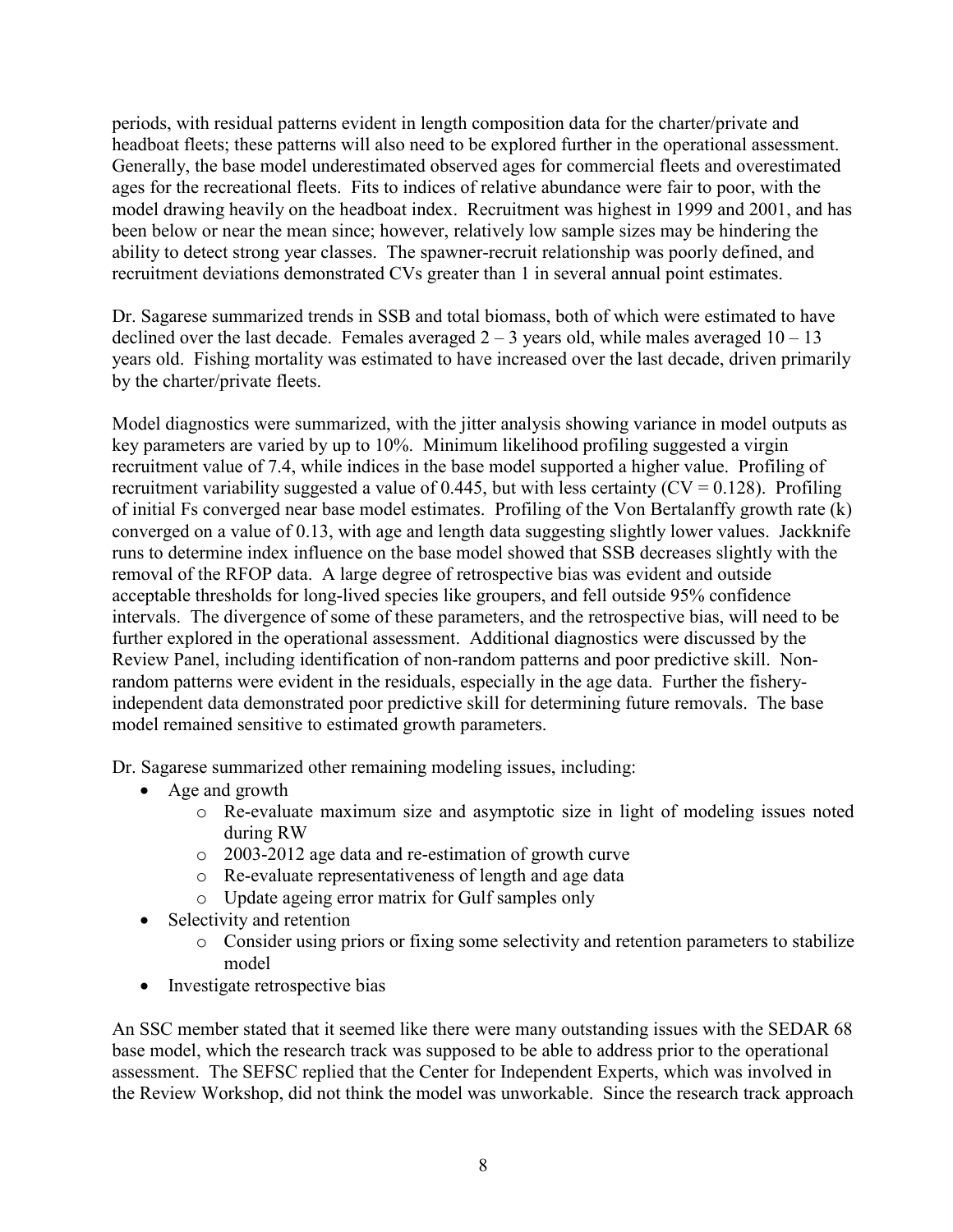periods, with residual patterns evident in length composition data for the charter/private and headboat fleets; these patterns will also need to be explored further in the operational assessment. Generally, the base model underestimated observed ages for commercial fleets and overestimated ages for the recreational fleets. Fits to indices of relative abundance were fair to poor, with the model drawing heavily on the headboat index. Recruitment was highest in 1999 and 2001, and has been below or near the mean since; however, relatively low sample sizes may be hindering the ability to detect strong year classes. The spawner-recruit relationship was poorly defined, and recruitment deviations demonstrated CVs greater than 1 in several annual point estimates.

Dr. Sagarese summarized trends in SSB and total biomass, both of which were estimated to have declined over the last decade. Females averaged 2 – 3 years old, while males averaged 10 – 13 years old. Fishing mortality was estimated to have increased over the last decade, driven primarily by the charter/private fleets.

Model diagnostics were summarized, with the jitter analysis showing variance in model outputs as key parameters are varied by up to 10%. Minimum likelihood profiling suggested a virgin recruitment value of 7.4, while indices in the base model supported a higher value. Profiling of recruitment variability suggested a value of 0.445, but with less certainty (CV = 0.128). Profiling of initial Fs converged near base model estimates. Profiling of the Von Bertalanffy growth rate (k) converged on a value of 0.13, with age and length data suggesting slightly lower values. Jackknife runs to determine index influence on the base model showed that SSB decreases slightly with the removal of the RFOP data. A large degree of retrospective bias was evident and outside acceptable thresholds for long-lived species like groupers, and fell outside 95% confidence intervals. The divergence of some of these parameters, and the retrospective bias, will need to be further explored in the operational assessment. Additional diagnostics were discussed by the Review Panel, including identification of non-random patterns and poor predictive skill. Non-random patterns were evident in the residuals, especially in the age data. Further the fishery-independent data demonstrated poor predictive skill for determining future removals. The base model remained sensitive to estimated growth parameters.

Dr. Sagarese summarized other remaining modeling issues, including:

- Age and growth
    - Re-evaluate maximum size and asymptotic size in light of modeling issues noted during RW
    - 2003-2012 age data and re-estimation of growth curve
    - Re-evaluate representativeness of length and age data
    - Update ageing error matrix for Gulf samples only
- Selectivity and retention
    - Consider using priors or fixing some selectivity and retention parameters to stabilize model
- Investigate retrospective bias

An SSC member stated that it seemed like there were many outstanding issues with the SEDAR 68 base model, which the research track was supposed to be able to address prior to the operational assessment. The SEFSC replied that the Center for Independent Experts, which was involved in the Review Workshop, did not think the model was unworkable. Since the research track approach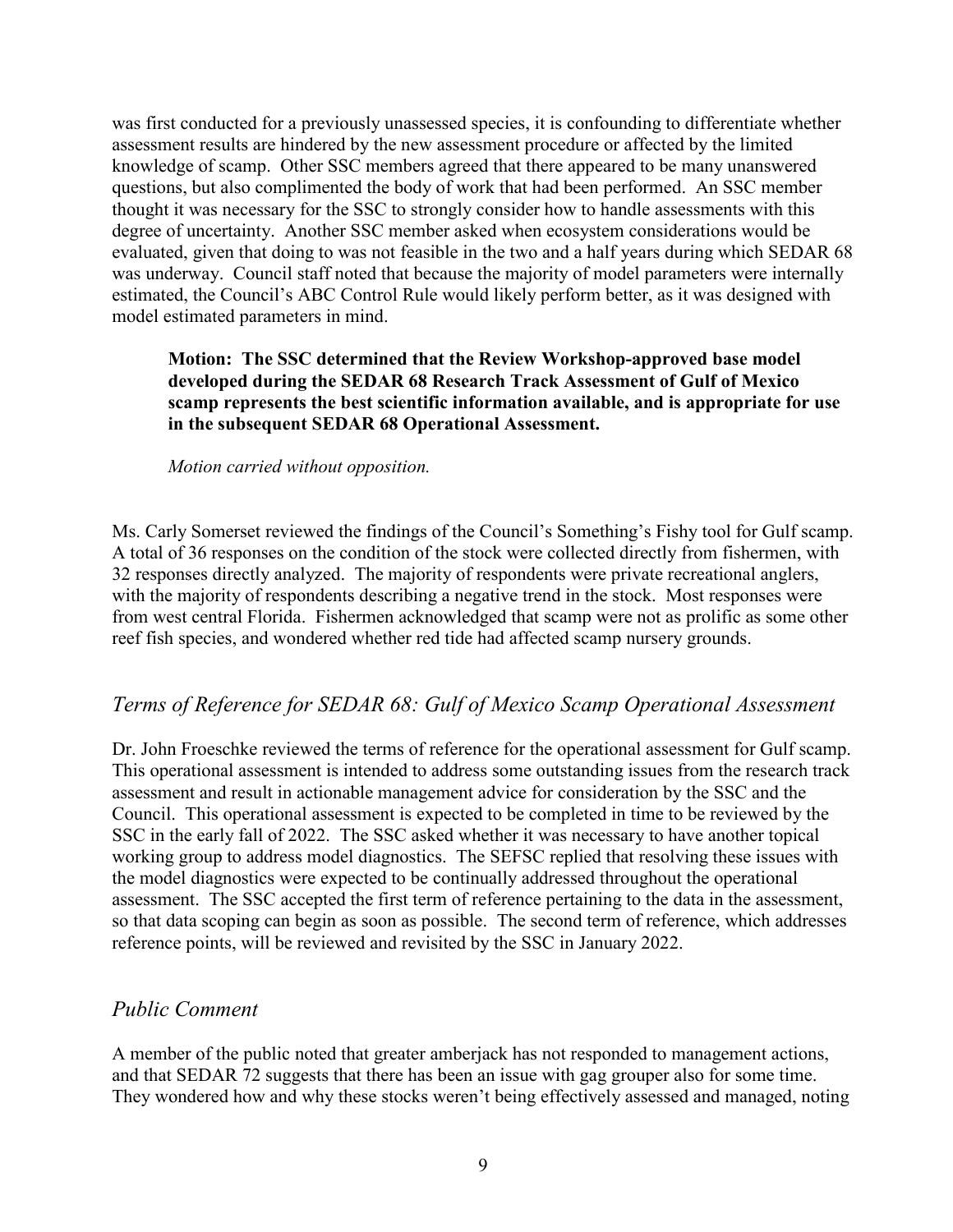was first conducted for a previously unassessed species, it is confounding to differentiate whether assessment results are hindered by the new assessment procedure or affected by the limited knowledge of scamp. Other SSC members agreed that there appeared to be many unanswered questions, but also complimented the body of work that had been performed. An SSC member thought it was necessary for the SSC to strongly consider how to handle assessments with this degree of uncertainty. Another SSC member asked when ecosystem considerations would be evaluated, given that doing to was not feasible in the two and a half years during which SEDAR 68 was underway. Council staff noted that because the majority of model parameters were internally estimated, the Council's ABC Control Rule would likely perform better, as it was designed with model estimated parameters in mind.

> **Motion: The SSC determined that the Review Workshop-approved base model developed during the SEDAR 68 Research Track Assessment of Gulf of Mexico scamp represents the best scientific information available, and is appropriate for use in the subsequent SEDAR 68 Operational Assessment.**
>
> *Motion carried without opposition.*

Ms. Carly Somerset reviewed the findings of the Council's Something's Fishy tool for Gulf scamp. A total of 36 responses on the condition of the stock were collected directly from fishermen, with 32 responses directly analyzed. The majority of respondents were private recreational anglers, with the majority of respondents describing a negative trend in the stock. Most responses were from west central Florida. Fishermen acknowledged that scamp were not as prolific as some other reef fish species, and wondered whether red tide had affected scamp nursery grounds.

## *Terms of Reference for SEDAR 68: Gulf of Mexico Scamp Operational Assessment*

Dr. John Froeschke reviewed the terms of reference for the operational assessment for Gulf scamp. This operational assessment is intended to address some outstanding issues from the research track assessment and result in actionable management advice for consideration by the SSC and the Council. This operational assessment is expected to be completed in time to be reviewed by the SSC in the early fall of 2022. The SSC asked whether it was necessary to have another topical working group to address model diagnostics. The SEFSC replied that resolving these issues with the model diagnostics were expected to be continually addressed throughout the operational assessment. The SSC accepted the first term of reference pertaining to the data in the assessment, so that data scoping can begin as soon as possible. The second term of reference, which addresses reference points, will be reviewed and revisited by the SSC in January 2022.

## *Public Comment*

A member of the public noted that greater amberjack has not responded to management actions, and that SEDAR 72 suggests that there has been an issue with gag grouper also for some time. They wondered how and why these stocks weren't being effectively assessed and managed, noting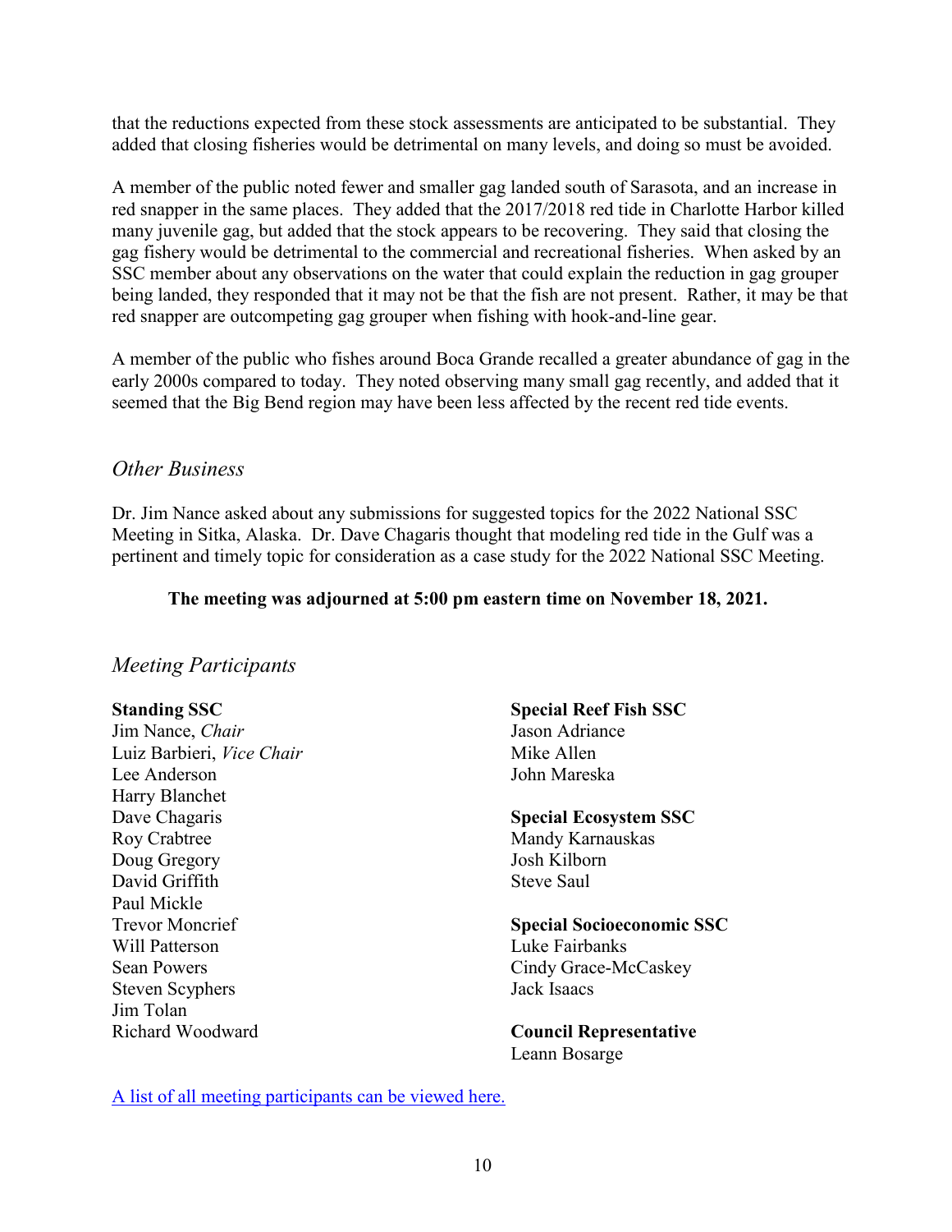that the reductions expected from these stock assessments are anticipated to be substantial. They added that closing fisheries would be detrimental on many levels, and doing so must be avoided.

A member of the public noted fewer and smaller gag landed south of Sarasota, and an increase in red snapper in the same places. They added that the 2017/2018 red tide in Charlotte Harbor killed many juvenile gag, but added that the stock appears to be recovering. They said that closing the gag fishery would be detrimental to the commercial and recreational fisheries. When asked by an SSC member about any observations on the water that could explain the reduction in gag grouper being landed, they responded that it may not be that the fish are not present. Rather, it may be that red snapper are outcompeting gag grouper when fishing with hook-and-line gear.

A member of the public who fishes around Boca Grande recalled a greater abundance of gag in the early 2000s compared to today. They noted observing many small gag recently, and added that it seemed that the Big Bend region may have been less affected by the recent red tide events.

## *Other Business*

Dr. Jim Nance asked about any submissions for suggested topics for the 2022 National SSC Meeting in Sitka, Alaska. Dr. Dave Chagaris thought that modeling red tide in the Gulf was a pertinent and timely topic for consideration as a case study for the 2022 National SSC Meeting.

**The meeting was adjourned at 5:00 pm eastern time on November 18, 2021.**

## *Meeting Participants*

**Standing SSC**
Jim Nance, *Chair*
Luiz Barbieri, *Vice Chair*
Lee Anderson
Harry Blanchet
Dave Chagaris
Roy Crabtree
Doug Gregory
David Griffith
Paul Mickle
Trevor Moncrief
Will Patterson
Sean Powers
Steven Scyphers
Jim Tolan
Richard Woodward

**Special Reef Fish SSC**
Jason Adriance
Mike Allen
John Mareska

**Special Ecosystem SSC**
Mandy Karnauskas
Josh Kilborn
Steve Saul

**Special Socioeconomic SSC**
Luke Fairbanks
Cindy Grace-McCaskey
Jack Isaacs

**Council Representative**
Leann Bosarge

A list of all meeting participants can be viewed here.